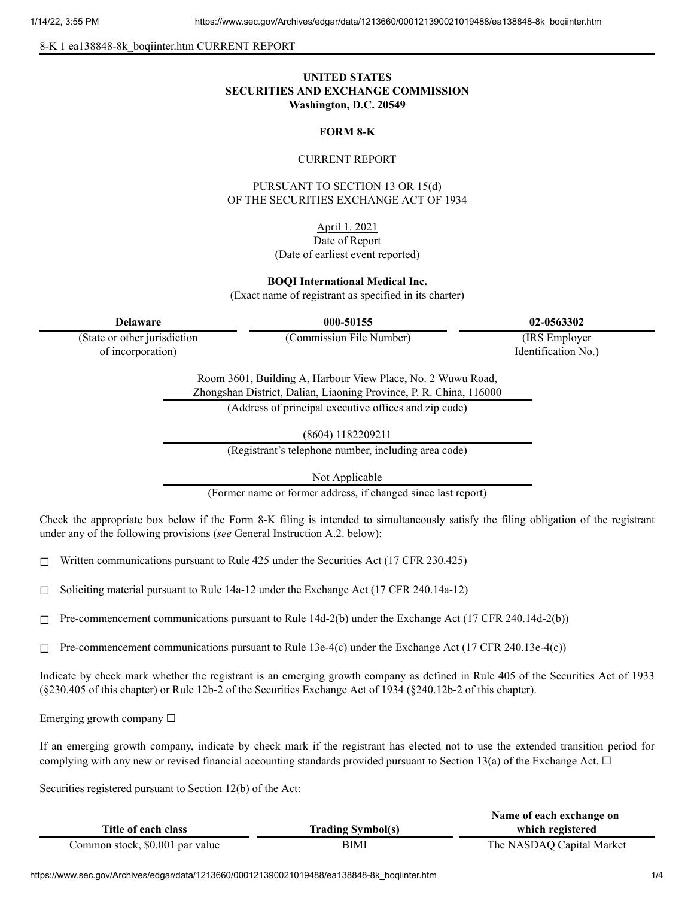8-K 1 ea138848-8k_boqiinter.htm CURRENT REPORT

**UNITED STATES**
**SECURITIES AND EXCHANGE COMMISSION**
**Washington, D.C. 20549**

**FORM 8-K**

CURRENT REPORT

PURSUANT TO SECTION 13 OR 15(d)
OF THE SECURITIES EXCHANGE ACT OF 1934

April 1. 2021
Date of Report
(Date of earliest event reported)

**BOQI International Medical Inc.**
(Exact name of registrant as specified in its charter)

| **Delaware** | **000-50155** | **02-0563302** |
|---|---|---|
| (State or other jurisdiction of incorporation) | (Commission File Number) | (IRS Employer Identification No.) |

Room 3601, Building A, Harbour View Place, No. 2 Wuwu Road,
Zhongshan District, Dalian, Liaoning Province, P. R. China, 116000
(Address of principal executive offices and zip code)

(8604) 1182209211
(Registrant's telephone number, including area code)

Not Applicable
(Former name or former address, if changed since last report)

Check the appropriate box below if the Form 8-K filing is intended to simultaneously satisfy the filing obligation of the registrant under any of the following provisions (*see* General Instruction A.2. below):

☐ Written communications pursuant to Rule 425 under the Securities Act (17 CFR 230.425)

☐ Soliciting material pursuant to Rule 14a-12 under the Exchange Act (17 CFR 240.14a-12)

☐ Pre-commencement communications pursuant to Rule 14d-2(b) under the Exchange Act (17 CFR 240.14d-2(b))

☐ Pre-commencement communications pursuant to Rule 13e-4(c) under the Exchange Act (17 CFR 240.13e-4(c))

Indicate by check mark whether the registrant is an emerging growth company as defined in Rule 405 of the Securities Act of 1933 (§230.405 of this chapter) or Rule 12b-2 of the Securities Exchange Act of 1934 (§240.12b-2 of this chapter).

Emerging growth company ☐

If an emerging growth company, indicate by check mark if the registrant has elected not to use the extended transition period for complying with any new or revised financial accounting standards provided pursuant to Section 13(a) of the Exchange Act. ☐

Securities registered pursuant to Section 12(b) of the Act:

| **Title of each class** | **Trading Symbol(s)** | **Name of each exchange on which registered** |
|---|---|---|
| Common stock, $0.001 par value | BIMI | The NASDAQ Capital Market |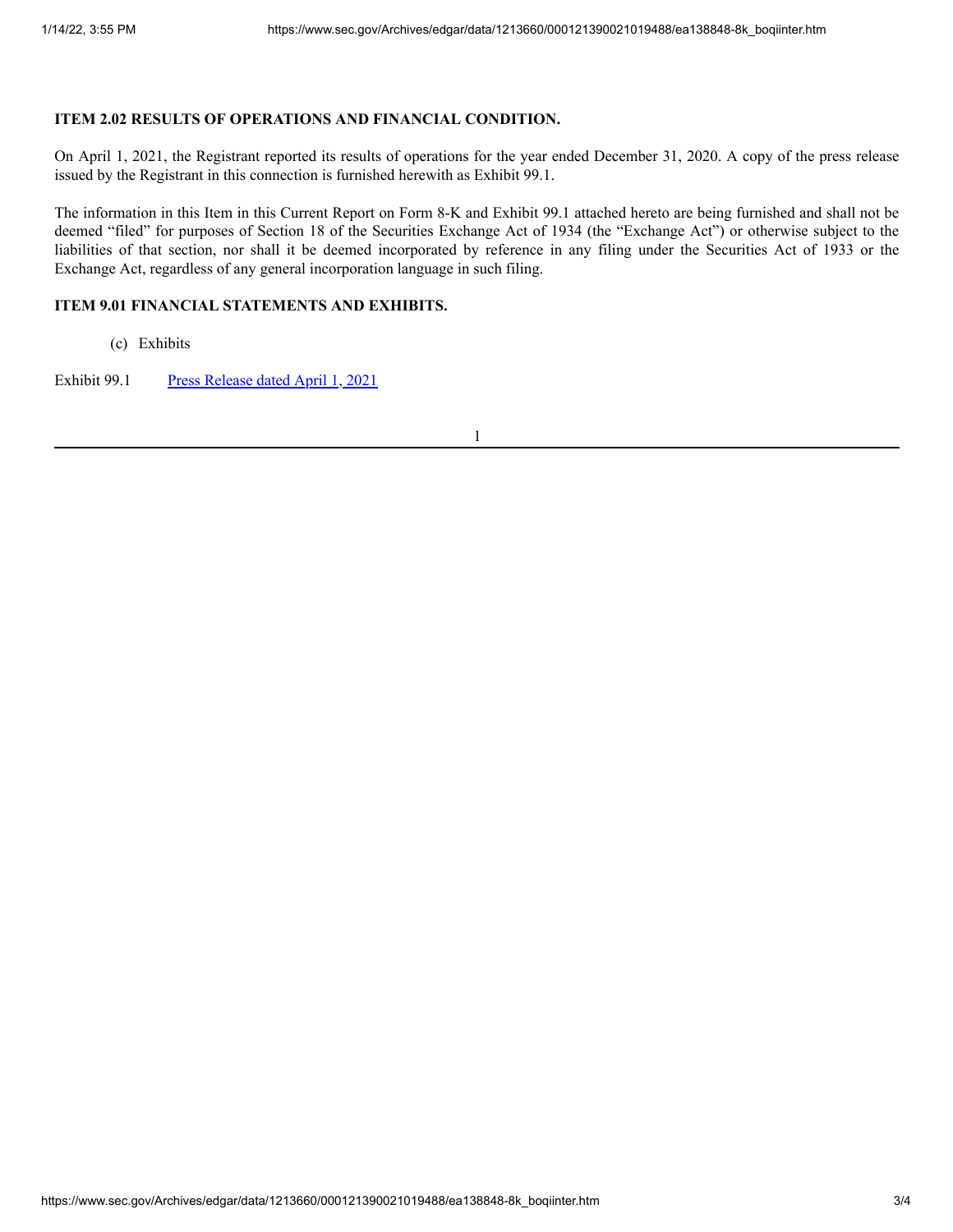**ITEM 2.02 RESULTS OF OPERATIONS AND FINANCIAL CONDITION.**

On April 1, 2021, the Registrant reported its results of operations for the year ended December 31, 2020. A copy of the press release issued by the Registrant in this connection is furnished herewith as Exhibit 99.1.

The information in this Item in this Current Report on Form 8-K and Exhibit 99.1 attached hereto are being furnished and shall not be deemed "filed" for purposes of Section 18 of the Securities Exchange Act of 1934 (the "Exchange Act") or otherwise subject to the liabilities of that section, nor shall it be deemed incorporated by reference in any filing under the Securities Act of 1933 or the Exchange Act, regardless of any general incorporation language in such filing.

**ITEM 9.01 FINANCIAL STATEMENTS AND EXHIBITS.**

(c) Exhibits

Exhibit 99.1 Press Release dated April 1, 2021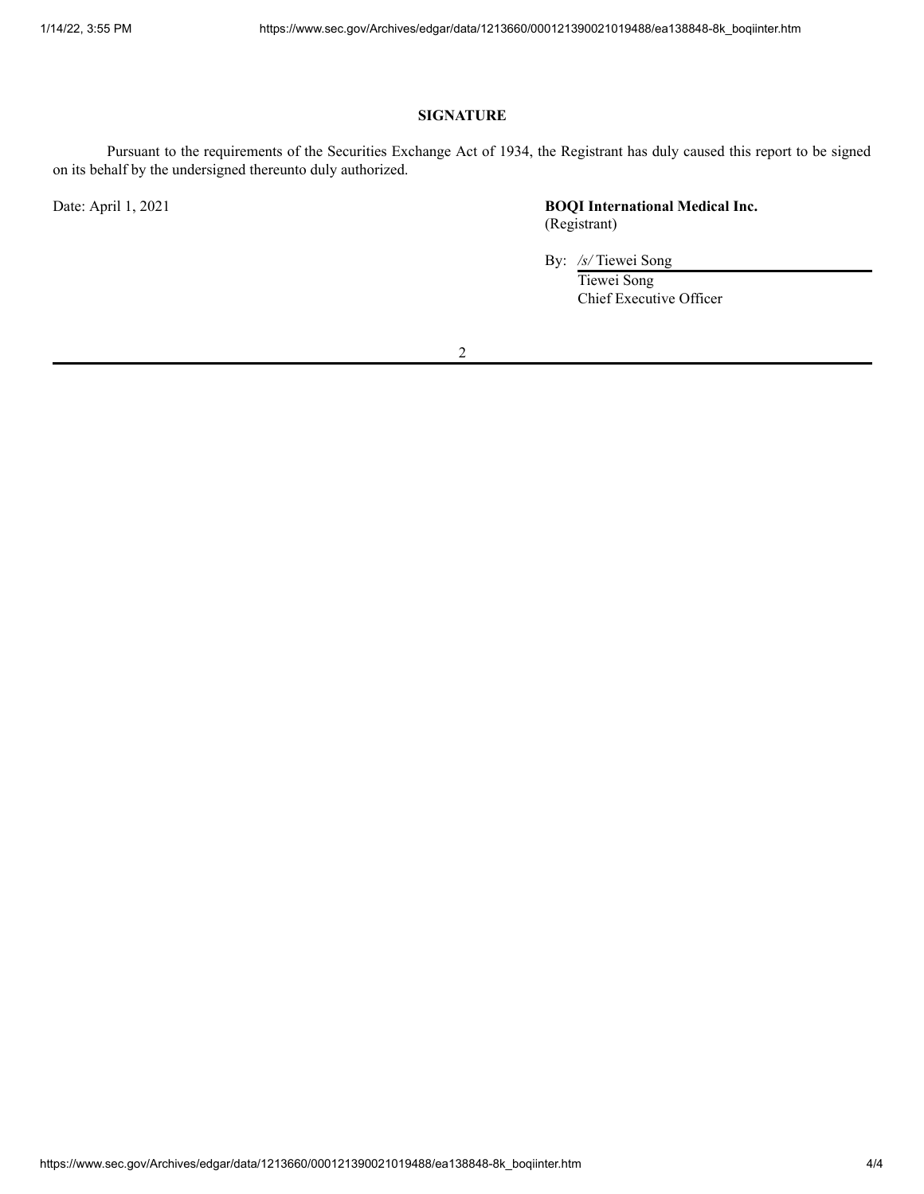**SIGNATURE**

Pursuant to the requirements of the Securities Exchange Act of 1934, the Registrant has duly caused this report to be signed on its behalf by the undersigned thereunto duly authorized.

Date: April 1, 2021

**BOQI International Medical Inc.**
(Registrant)

By: */s/* Tiewei Song
Tiewei Song
Chief Executive Officer